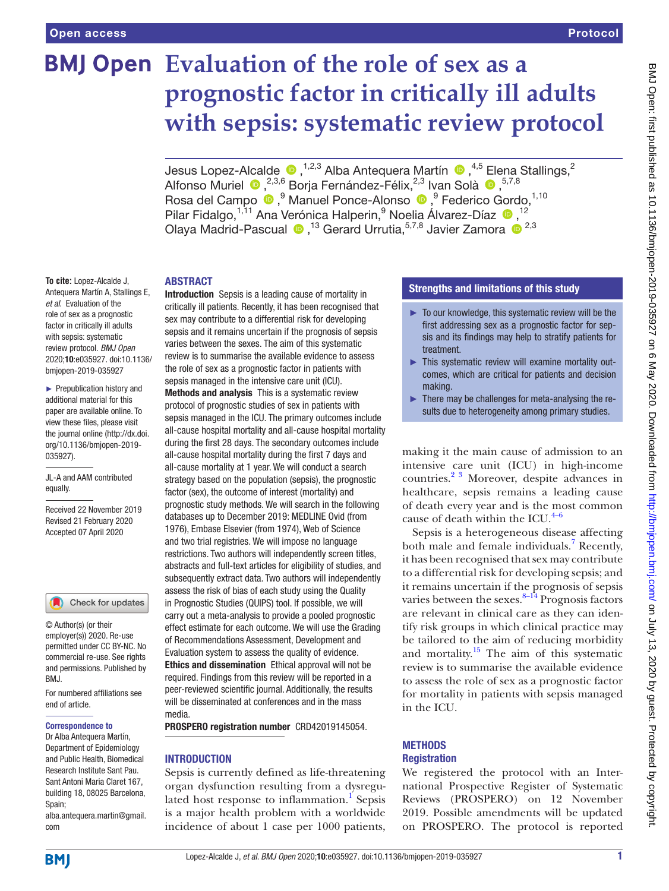# Evaluation of the role of sex as a prognostic factor in critically ill adults with sepsis: systematic review protocol

Jesus Lopez-Alcalde,[1,2,3] Alba Antequera Martín,[4,5] Elena Stallings,[2] Alfonso Muriel,[2,3,6] Borja Fernández-Félix,[2,3] Ivan Solà,[5,7,8] Rosa del Campo,[9] Manuel Ponce-Alonso,[9] Federico Gordo,[1,10] Pilar Fidalgo,[1,11] Ana Verónica Halperin,[9] Noelia Álvarez-Díaz,[12] Olaya Madrid-Pascual,[13] Gerard Urrutia,[5,7,8] Javier Zamora[2,3]

**To cite:** Lopez-Alcalde J, Antequera Martín A, Stallings E, *et al*. Evaluation of the role of sex as a prognostic factor in critically ill adults with sepsis: systematic review protocol. *BMJ Open* 2020;**10**:e035927. doi:10.1136/bmjopen-2019-035927

► Prepublication history and additional material for this paper are available online. To view these files, please visit the journal online (http://dx.doi.org/10.1136/bmjopen-2019-035927).

JL-A and AAM contributed equally.

Received 22 November 2019
Revised 21 February 2020
Accepted 07 April 2020

© Author(s) (or their employer(s)) 2020. Re-use permitted under CC BY-NC. No commercial re-use. See rights and permissions. Published by BMJ.

For numbered affiliations see end of article.

**Correspondence to**
Dr Alba Antequera Martín, Department of Epidemiology and Public Health, Biomedical Research Institute Sant Pau. Sant Antoni Maria Claret 167, building 18, 08025 Barcelona, Spain; alba.antequera.martin@gmail.com

## ABSTRACT

**Introduction** Sepsis is a leading cause of mortality in critically ill patients. Recently, it has been recognised that sex may contribute to a differential risk for developing sepsis and it remains uncertain if the prognosis of sepsis varies between the sexes. The aim of this systematic review is to summarise the available evidence to assess the role of sex as a prognostic factor in patients with sepsis managed in the intensive care unit (ICU).

**Methods and analysis** This is a systematic review protocol of prognostic studies of sex in patients with sepsis managed in the ICU. The primary outcomes include all-cause hospital mortality and all-cause hospital mortality during the first 28 days. The secondary outcomes include all-cause hospital mortality during the first 7 days and all-cause mortality at 1 year. We will conduct a search strategy based on the population (sepsis), the prognostic factor (sex), the outcome of interest (mortality) and prognostic study methods. We will search in the following databases up to December 2019: MEDLINE Ovid (from 1976), Embase Elsevier (from 1974), Web of Science and two trial registries. We will impose no language restrictions. Two authors will independently screen titles, abstracts and full-text articles for eligibility of studies, and subsequently extract data. Two authors will independently assess the risk of bias of each study using the Quality in Prognostic Studies (QUIPS) tool. If possible, we will carry out a meta-analysis to provide a pooled prognostic effect estimate for each outcome. We will use the Grading of Recommendations Assessment, Development and Evaluation system to assess the quality of evidence.

**Ethics and dissemination** Ethical approval will not be required. Findings from this review will be reported in a peer-reviewed scientific journal. Additionally, the results will be disseminated at conferences and in the mass media.

**PROSPERO registration number** CRD42019145054.

### Strengths and limitations of this study

- To our knowledge, this systematic review will be the first addressing sex as a prognostic factor for sepsis and its findings may help to stratify patients for treatment.
- This systematic review will examine mortality outcomes, which are critical for patients and decision making.
- There may be challenges for meta-analysing the results due to heterogeneity among primary studies.

## INTRODUCTION

Sepsis is currently defined as life-threatening organ dysfunction resulting from a dysregulated host response to inflammation.[1] Sepsis is a major health problem with a worldwide incidence of about 1 case per 1000 patients, making it the main cause of admission to an intensive care unit (ICU) in high-income countries.[2 3] Moreover, despite advances in healthcare, sepsis remains a leading cause of death every year and is the most common cause of death within the ICU.[4–6]

Sepsis is a heterogeneous disease affecting both male and female individuals.[7] Recently, it has been recognised that sex may contribute to a differential risk for developing sepsis; and it remains uncertain if the prognosis of sepsis varies between the sexes.[8–14] Prognosis factors are relevant in clinical care as they can identify risk groups in which clinical practice may be tailored to the aim of reducing morbidity and mortality.[15] The aim of this systematic review is to summarise the available evidence to assess the role of sex as a prognostic factor for mortality in patients with sepsis managed in the ICU.

## METHODS

### Registration

We registered the protocol with an International Prospective Register of Systematic Reviews (PROSPERO) on 12 November 2019. Possible amendments will be updated on PROSPERO. The protocol is reported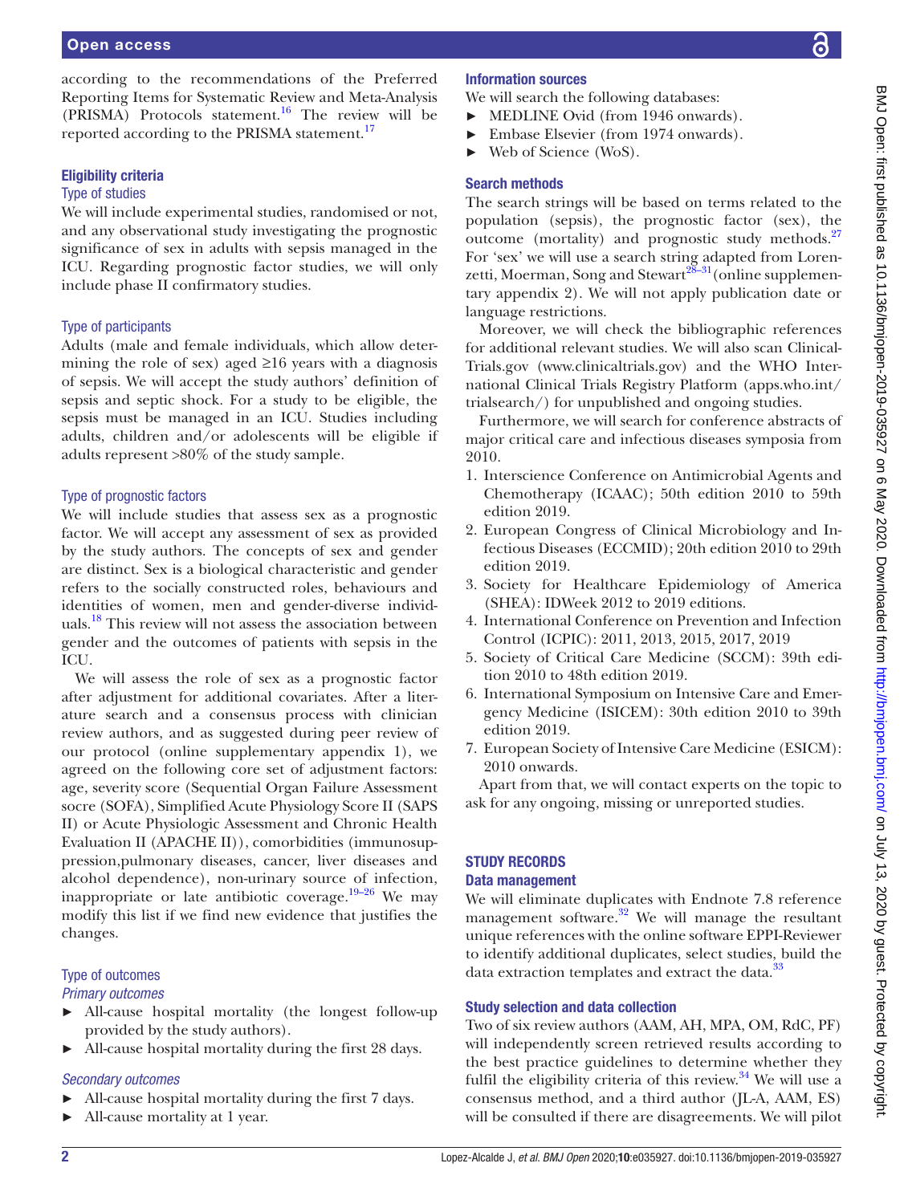according to the recommendations of the Preferred Reporting Items for Systematic Review and Meta-Analysis (PRISMA) Protocols statement.[16] The review will be reported according to the PRISMA statement.[17]

### Eligibility criteria

#### Type of studies

We will include experimental studies, randomised or not, and any observational study investigating the prognostic significance of sex in adults with sepsis managed in the ICU. Regarding prognostic factor studies, we will only include phase II confirmatory studies.

#### Type of participants

Adults (male and female individuals, which allow determining the role of sex) aged ≥16 years with a diagnosis of sepsis. We will accept the study authors' definition of sepsis and septic shock. For a study to be eligible, the sepsis must be managed in an ICU. Studies including adults, children and/or adolescents will be eligible if adults represent >80% of the study sample.

#### Type of prognostic factors

We will include studies that assess sex as a prognostic factor. We will accept any assessment of sex as provided by the study authors. The concepts of sex and gender are distinct. Sex is a biological characteristic and gender refers to the socially constructed roles, behaviours and identities of women, men and gender-diverse individuals.[18] This review will not assess the association between gender and the outcomes of patients with sepsis in the ICU.

We will assess the role of sex as a prognostic factor after adjustment for additional covariates. After a literature search and a consensus process with clinician review authors, and as suggested during peer review of our protocol (online supplementary appendix 1), we agreed on the following core set of adjustment factors: age, severity score (Sequential Organ Failure Assessment socre (SOFA), Simplified Acute Physiology Score II (SAPS II) or Acute Physiologic Assessment and Chronic Health Evaluation II (APACHE II)), comorbidities (immunosuppression,pulmonary diseases, cancer, liver diseases and alcohol dependence), non-urinary source of infection, inappropriate or late antibiotic coverage.[19–26] We may modify this list if we find new evidence that justifies the changes.

#### Type of outcomes

*Primary outcomes*

- All-cause hospital mortality (the longest follow-up provided by the study authors).
- All-cause hospital mortality during the first 28 days.

*Secondary outcomes*

- All-cause hospital mortality during the first 7 days.
- All-cause mortality at 1 year.

### Information sources

We will search the following databases:

- MEDLINE Ovid (from 1946 onwards).
- Embase Elsevier (from 1974 onwards).
- Web of Science (WoS).

### Search methods

The search strings will be based on terms related to the population (sepsis), the prognostic factor (sex), the outcome (mortality) and prognostic study methods.[27] For 'sex' we will use a search string adapted from Lorenzetti, Moerman, Song and Stewart[28–31] (online supplementary appendix 2). We will not apply publication date or language restrictions.

Moreover, we will check the bibliographic references for additional relevant studies. We will also scan ClinicalTrials.gov (www.clinicaltrials.gov) and the WHO International Clinical Trials Registry Platform (apps.who.int/trialsearch/) for unpublished and ongoing studies.

Furthermore, we will search for conference abstracts of major critical care and infectious diseases symposia from 2010.

1. Interscience Conference on Antimicrobial Agents and Chemotherapy (ICAAC); 50th edition 2010 to 59th edition 2019.
2. European Congress of Clinical Microbiology and Infectious Diseases (ECCMID); 20th edition 2010 to 29th edition 2019.
3. Society for Healthcare Epidemiology of America (SHEA): IDWeek 2012 to 2019 editions.
4. International Conference on Prevention and Infection Control (ICPIC): 2011, 2013, 2015, 2017, 2019
5. Society of Critical Care Medicine (SCCM): 39th edition 2010 to 48th edition 2019.
6. International Symposium on Intensive Care and Emergency Medicine (ISICEM): 30th edition 2010 to 39th edition 2019.
7. European Society of Intensive Care Medicine (ESICM): 2010 onwards.

Apart from that, we will contact experts on the topic to ask for any ongoing, missing or unreported studies.

## STUDY RECORDS

### Data management

We will eliminate duplicates with Endnote 7.8 reference management software.[32] We will manage the resultant unique references with the online software EPPI-Reviewer to identify additional duplicates, select studies, build the data extraction templates and extract the data.[33]

### Study selection and data collection

Two of six review authors (AAM, AH, MPA, OM, RdC, PF) will independently screen retrieved results according to the best practice guidelines to determine whether they fulfil the eligibility criteria of this review.[34] We will use a consensus method, and a third author (JL-A, AAM, ES) will be consulted if there are disagreements. We will pilot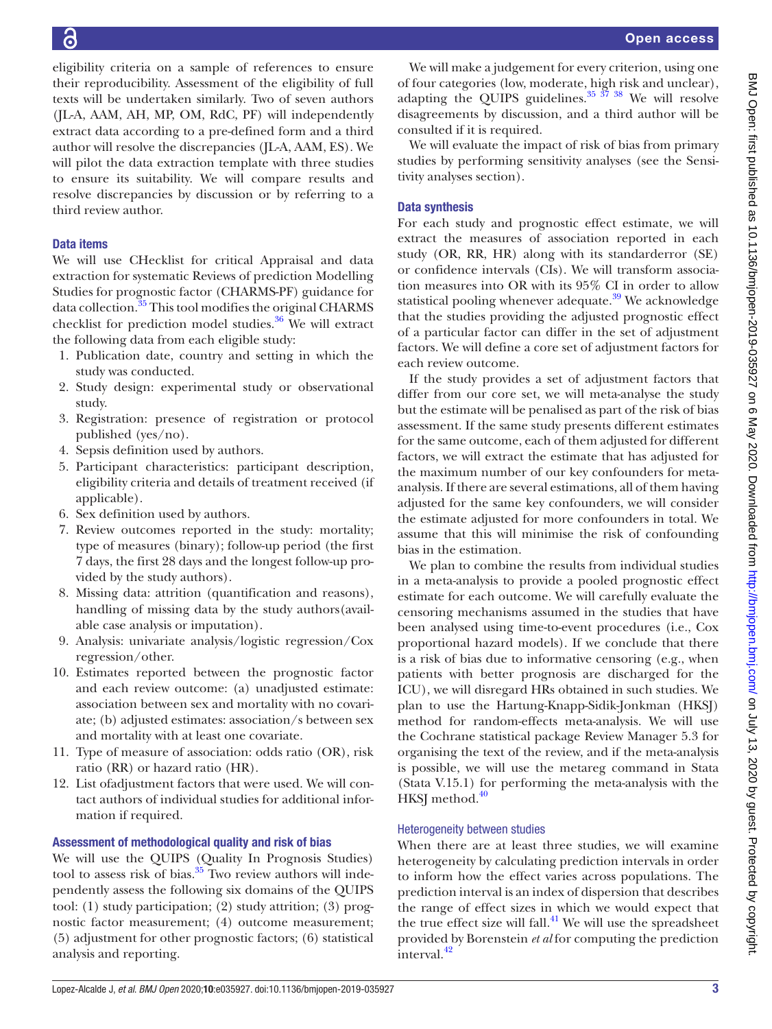eligibility criteria on a sample of references to ensure their reproducibility. Assessment of the eligibility of full texts will be undertaken similarly. Two of seven authors (JL-A, AAM, AH, MP, OM, RdC, PF) will independently extract data according to a pre-defined form and a third author will resolve the discrepancies (JL-A, AAM, ES). We will pilot the data extraction template with three studies to ensure its suitability. We will compare results and resolve discrepancies by discussion or by referring to a third review author.

### Data items

We will use CHecklist for critical Appraisal and data extraction for systematic Reviews of prediction Modelling Studies for prognostic factor (CHARMS-PF) guidance for data collection.[35] This tool modifies the original CHARMS checklist for prediction model studies.[36] We will extract the following data from each eligible study:

1. Publication date, country and setting in which the study was conducted.
2. Study design: experimental study or observational study.
3. Registration: presence of registration or protocol published (yes/no).
4. Sepsis definition used by authors.
5. Participant characteristics: participant description, eligibility criteria and details of treatment received (if applicable).
6. Sex definition used by authors.
7. Review outcomes reported in the study: mortality; type of measures (binary); follow-up period (the first 7 days, the first 28 days and the longest follow-up provided by the study authors).
8. Missing data: attrition (quantification and reasons), handling of missing data by the study authors(available case analysis or imputation).
9. Analysis: univariate analysis/logistic regression/Cox regression/other.
10. Estimates reported between the prognostic factor and each review outcome: (a) unadjusted estimate: association between sex and mortality with no covariate; (b) adjusted estimates: association/s between sex and mortality with at least one covariate.
11. Type of measure of association: odds ratio (OR), risk ratio (RR) or hazard ratio (HR).
12. List ofadjustment factors that were used. We will contact authors of individual studies for additional information if required.

### Assessment of methodological quality and risk of bias

We will use the QUIPS (Quality In Prognosis Studies) tool to assess risk of bias.[35] Two review authors will independently assess the following six domains of the QUIPS tool: (1) study participation; (2) study attrition; (3) prognostic factor measurement; (4) outcome measurement; (5) adjustment for other prognostic factors; (6) statistical analysis and reporting.

We will make a judgement for every criterion, using one of four categories (low, moderate, high risk and unclear), adapting the QUIPS guidelines.[35 37 38] We will resolve disagreements by discussion, and a third author will be consulted if it is required.

We will evaluate the impact of risk of bias from primary studies by performing sensitivity analyses (see the Sensitivity analyses section).

### Data synthesis

For each study and prognostic effect estimate, we will extract the measures of association reported in each study (OR, RR, HR) along with its standarderror (SE) or confidence intervals (CIs). We will transform association measures into OR with its 95% CI in order to allow statistical pooling whenever adequate.[39] We acknowledge that the studies providing the adjusted prognostic effect of a particular factor can differ in the set of adjustment factors. We will define a core set of adjustment factors for each review outcome.

If the study provides a set of adjustment factors that differ from our core set, we will meta-analyse the study but the estimate will be penalised as part of the risk of bias assessment. If the same study presents different estimates for the same outcome, each of them adjusted for different factors, we will extract the estimate that has adjusted for the maximum number of our key confounders for meta-analysis. If there are several estimations, all of them having adjusted for the same key confounders, we will consider the estimate adjusted for more confounders in total. We assume that this will minimise the risk of confounding bias in the estimation.

We plan to combine the results from individual studies in a meta-analysis to provide a pooled prognostic effect estimate for each outcome. We will carefully evaluate the censoring mechanisms assumed in the studies that have been analysed using time-to-event procedures (i.e., Cox proportional hazard models). If we conclude that there is a risk of bias due to informative censoring (e.g., when patients with better prognosis are discharged for the ICU), we will disregard HRs obtained in such studies. We plan to use the Hartung-Knapp-Sidik-Jonkman (HKSJ) method for random-effects meta-analysis. We will use the Cochrane statistical package Review Manager 5.3 for organising the text of the review, and if the meta-analysis is possible, we will use the metareg command in Stata (Stata V.15.1) for performing the meta-analysis with the HKSJ method.[40]

#### Heterogeneity between studies

When there are at least three studies, we will examine heterogeneity by calculating prediction intervals in order to inform how the effect varies across populations. The prediction interval is an index of dispersion that describes the range of effect sizes in which we would expect that the true effect size will fall.[41] We will use the spreadsheet provided by Borenstein *et al* for computing the prediction interval.[42]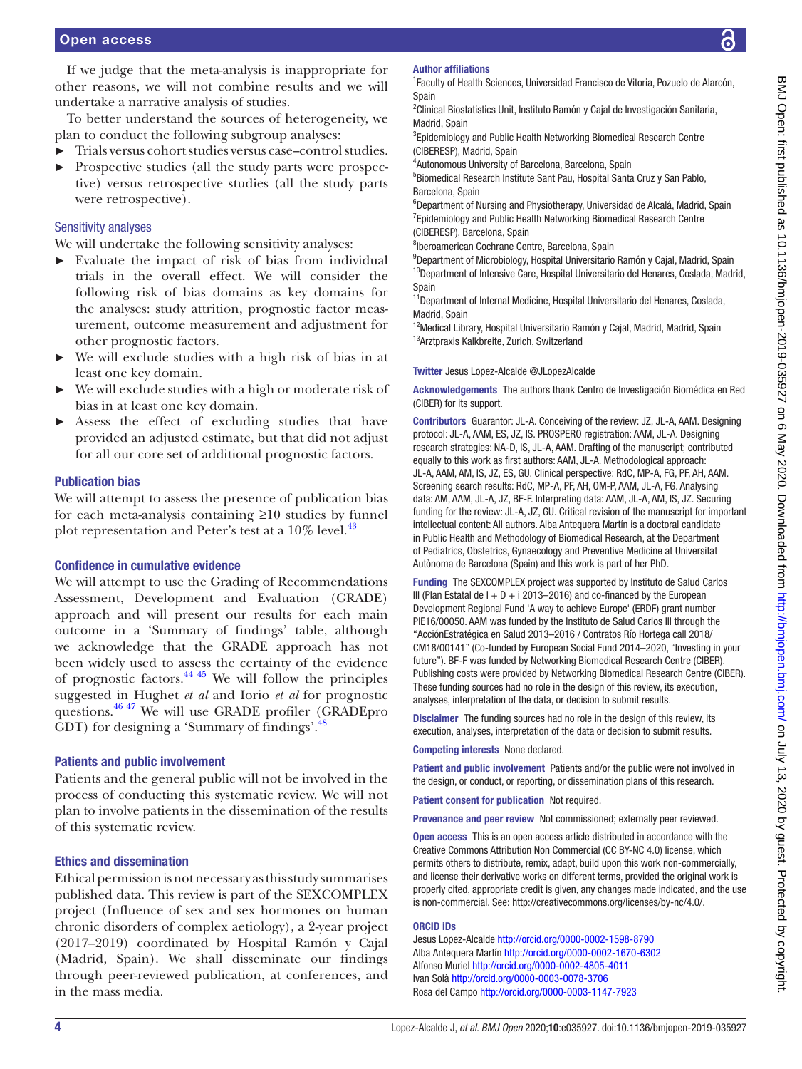If we judge that the meta-analysis is inappropriate for other reasons, we will not combine results and we will undertake a narrative analysis of studies.

To better understand the sources of heterogeneity, we plan to conduct the following subgroup analyses:

- Trials versus cohort studies versus case–control studies.
- Prospective studies (all the study parts were prospective) versus retrospective studies (all the study parts were retrospective).

### Sensitivity analyses

We will undertake the following sensitivity analyses:

- Evaluate the impact of risk of bias from individual trials in the overall effect. We will consider the following risk of bias domains as key domains for the analyses: study attrition, prognostic factor measurement, outcome measurement and adjustment for other prognostic factors.
- We will exclude studies with a high risk of bias in at least one key domain.
- We will exclude studies with a high or moderate risk of bias in at least one key domain.
- Assess the effect of excluding studies that have provided an adjusted estimate, but that did not adjust for all our core set of additional prognostic factors.

## Publication bias

We will attempt to assess the presence of publication bias for each meta-analysis containing ≥10 studies by funnel plot representation and Peter's test at a 10% level.[43]

## Confidence in cumulative evidence

We will attempt to use the Grading of Recommendations Assessment, Development and Evaluation (GRADE) approach and will present our results for each main outcome in a 'Summary of findings' table, although we acknowledge that the GRADE approach has not been widely used to assess the certainty of the evidence of prognostic factors.[44 45] We will follow the principles suggested in Hughet *et al* and Iorio *et al* for prognostic questions.[46 47] We will use GRADE profiler (GRADEpro GDT) for designing a 'Summary of findings'.[48]

## Patients and public involvement

Patients and the general public will not be involved in the process of conducting this systematic review. We will not plan to involve patients in the dissemination of the results of this systematic review.

## Ethics and dissemination

Ethical permission is not necessary as this study summarises published data. This review is part of the SEXCOMPLEX project (Influence of sex and sex hormones on human chronic disorders of complex aetiology), a 2-year project (2017–2019) coordinated by Hospital Ramón y Cajal (Madrid, Spain). We shall disseminate our findings through peer-reviewed publication, at conferences, and in the mass media.

**Author affiliations**

[1]Faculty of Health Sciences, Universidad Francisco de Vitoria, Pozuelo de Alarcón, Spain
[2]Clinical Biostatistics Unit, Instituto Ramón y Cajal de Investigación Sanitaria, Madrid, Spain
[3]Epidemiology and Public Health Networking Biomedical Research Centre (CIBERESP), Madrid, Spain
[4]Autonomous University of Barcelona, Barcelona, Spain
[5]Biomedical Research Institute Sant Pau, Hospital Santa Cruz y San Pablo, Barcelona, Spain
[6]Department of Nursing and Physiotherapy, Universidad de Alcalá, Madrid, Spain
[7]Epidemiology and Public Health Networking Biomedical Research Centre (CIBERESP), Barcelona, Spain
[8]Iberoamerican Cochrane Centre, Barcelona, Spain
[9]Department of Microbiology, Hospital Universitario Ramón y Cajal, Madrid, Spain
[10]Department of Intensive Care, Hospital Universitario del Henares, Coslada, Madrid, Spain
[11]Department of Internal Medicine, Hospital Universitario del Henares, Coslada, Madrid, Spain
[12]Medical Library, Hospital Universitario Ramón y Cajal, Madrid, Madrid, Spain
[13]Arztpraxis Kalkbreite, Zurich, Switzerland

**Twitter** Jesus Lopez-Alcalde @JLopezAlcalde

**Acknowledgements** The authors thank Centro de Investigación Biomédica en Red (CIBER) for its support.

**Contributors** Guarantor: JL-A. Conceiving of the review: JZ, JL-A, AAM. Designing protocol: JL-A, AAM, ES, JZ, IS. PROSPERO registration: AAM, JL-A. Designing research strategies: NA-D, IS, JL-A, AAM. Drafting of the manuscript; contributed equally to this work as first authors: AAM, JL-A. Methodological approach: JL-A, AAM, AM, IS, JZ, ES, GU. Clinical perspective: RdC, MP-A, FG, PF, AH, AAM. Screening search results: RdC, MP-A, PF, AH, OM-P, AAM, JL-A, FG. Analysing data: AM, AAM, JL-A, JZ, BF-F. Interpreting data: AAM, JL-A, AM, IS, JZ. Securing funding for the review: JL-A, JZ, GU. Critical revision of the manuscript for important intellectual content: All authors. Alba Antequera Martín is a doctoral candidate in Public Health and Methodology of Biomedical Research, at the Department of Pediatrics, Obstetrics, Gynaecology and Preventive Medicine at Universitat Autònoma de Barcelona (Spain) and this work is part of her PhD.

**Funding** The SEXCOMPLEX project was supported by Instituto de Salud Carlos III (Plan Estatal de I + D + i 2013–2016) and co-financed by the European Development Regional Fund 'A way to achieve Europe' (ERDF) grant number PIE16/00050. AAM was funded by the Instituto de Salud Carlos III through the "AcciónEstratégica en Salud 2013–2016 / Contratos Río Hortega call 2018/ CM18/00141" (Co-funded by European Social Fund 2014–2020, "Investing in your future"). BF-F was funded by Networking Biomedical Research Centre (CIBER). Publishing costs were provided by Networking Biomedical Research Centre (CIBER). These funding sources had no role in the design of this review, its execution, analyses, interpretation of the data, or decision to submit results.

**Disclaimer** The funding sources had no role in the design of this review, its execution, analyses, interpretation of the data or decision to submit results.

**Competing interests** None declared.

**Patient and public involvement** Patients and/or the public were not involved in the design, or conduct, or reporting, or dissemination plans of this research.

**Patient consent for publication** Not required.

**Provenance and peer review** Not commissioned; externally peer reviewed.

**Open access** This is an open access article distributed in accordance with the Creative Commons Attribution Non Commercial (CC BY-NC 4.0) license, which permits others to distribute, remix, adapt, build upon this work non-commercially, and license their derivative works on different terms, provided the original work is properly cited, appropriate credit is given, any changes made indicated, and the use is non-commercial. See: http://creativecommons.org/licenses/by-nc/4.0/.

**ORCID iDs**

Jesus Lopez-Alcalde http://orcid.org/0000-0002-1598-8790
Alba Antequera Martín http://orcid.org/0000-0002-1670-6302
Alfonso Muriel http://orcid.org/0000-0002-4805-4011
Ivan Solà http://orcid.org/0000-0003-0078-3706
Rosa del Campo http://orcid.org/0000-0003-1147-7923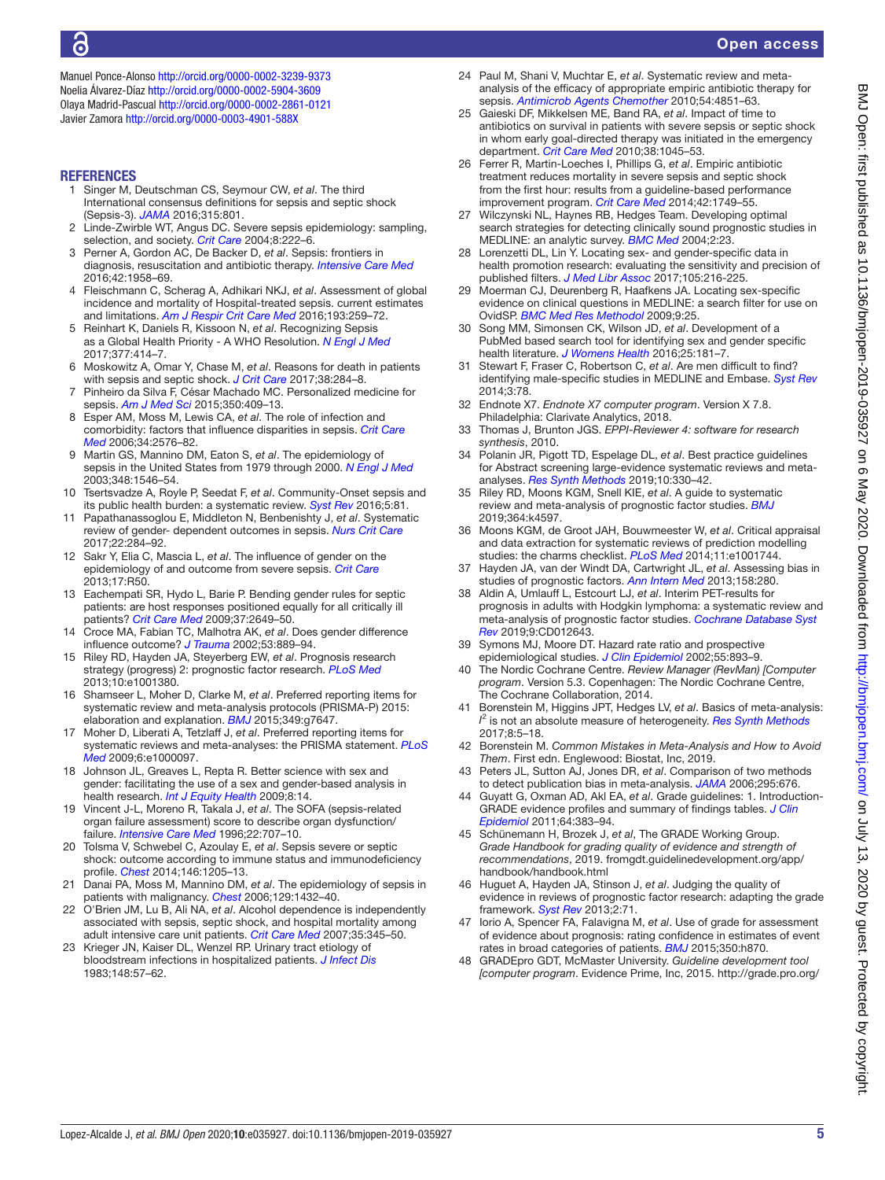Manuel Ponce-Alonso http://orcid.org/0000-0002-3239-9373
Noelia Álvarez-Díaz http://orcid.org/0000-0002-5904-3609
Olaya Madrid-Pascual http://orcid.org/0000-0002-2861-0121
Javier Zamora http://orcid.org/0000-0003-4901-588X

## REFERENCES

1. Singer M, Deutschman CS, Seymour CW, *et al*. The third International consensus definitions for sepsis and septic shock (Sepsis-3). *JAMA* 2016;315:801.
2. Linde-Zwirble WT, Angus DC. Severe sepsis epidemiology: sampling, selection, and society. *Crit Care* 2004;8:222–6.
3. Perner A, Gordon AC, De Backer D, *et al*. Sepsis: frontiers in diagnosis, resuscitation and antibiotic therapy. *Intensive Care Med* 2016;42:1958–69.
4. Fleischmann C, Scherag A, Adhikari NKJ, *et al*. Assessment of global incidence and mortality of Hospital-treated sepsis. current estimates and limitations. *Am J Respir Crit Care Med* 2016;193:259–72.
5. Reinhart K, Daniels R, Kissoon N, *et al*. Recognizing Sepsis as a Global Health Priority - A WHO Resolution. *N Engl J Med* 2017;377:414–7.
6. Moskowitz A, Omar Y, Chase M, *et al*. Reasons for death in patients with sepsis and septic shock. *J Crit Care* 2017;38:284–8.
7. Pinheiro da Silva F, César Machado MC. Personalized medicine for sepsis. *Am J Med Sci* 2015;350:409–13.
8. Esper AM, Moss M, Lewis CA, *et al*. The role of infection and comorbidity: factors that influence disparities in sepsis. *Crit Care Med* 2006;34:2576–82.
9. Martin GS, Mannino DM, Eaton S, *et al*. The epidemiology of sepsis in the United States from 1979 through 2000. *N Engl J Med* 2003;348:1546–54.
10. Tsertsvadze A, Royle P, Seedat F, *et al*. Community-Onset sepsis and its public health burden: a systematic review. *Syst Rev* 2016;5:81.
11. Papathanassoglou E, Middleton N, Benbenishty J, *et al*. Systematic review of gender- dependent outcomes in sepsis. *Nurs Crit Care* 2017;22:284–92.
12. Sakr Y, Elia C, Mascia L, *et al*. The influence of gender on the epidemiology of and outcome from severe sepsis. *Crit Care* 2013;17:R50.
13. Eachempati SR, Hydo L, Barie P. Bending gender rules for septic patients: are host responses positioned equally for all critically ill patients? *Crit Care Med* 2009;37:2649–50.
14. Croce MA, Fabian TC, Malhotra AK, *et al*. Does gender difference influence outcome? *J Trauma* 2002;53:889–94.
15. Riley RD, Hayden JA, Steyerberg EW, *et al*. Prognosis research strategy (progress) 2: prognostic factor research. *PLoS Med* 2013;10:e1001380.
16. Shamseer L, Moher D, Clarke M, *et al*. Preferred reporting items for systematic review and meta-analysis protocols (PRISMA-P) 2015: elaboration and explanation. *BMJ* 2015;349:g7647.
17. Moher D, Liberati A, Tetzlaff J, *et al*. Preferred reporting items for systematic reviews and meta-analyses: the PRISMA statement. *PLoS Med* 2009;6:e1000097.
18. Johnson JL, Greaves L, Repta R. Better science with sex and gender: facilitating the use of a sex and gender-based analysis in health research. *Int J Equity Health* 2009;8:14.
19. Vincent J-L, Moreno R, Takala J, *et al*. The SOFA (sepsis-related organ failure assessment) score to describe organ dysfunction/failure. *Intensive Care Med* 1996;22:707–10.
20. Tolsma V, Schwebel C, Azoulay E, *et al*. Sepsis severe or septic shock: outcome according to immune status and immunodeficiency profile. *Chest* 2014;146:1205–13.
21. Danai PA, Moss M, Mannino DM, *et al*. The epidemiology of sepsis in patients with malignancy. *Chest* 2006;129:1432–40.
22. O'Brien JM, Lu B, Ali NA, *et al*. Alcohol dependence is independently associated with sepsis, septic shock, and hospital mortality among adult intensive care unit patients. *Crit Care Med* 2007;35:345–50.
23. Krieger JN, Kaiser DL, Wenzel RP. Urinary tract etiology of bloodstream infections in hospitalized patients. *J Infect Dis* 1983;148:57–62.
24. Paul M, Shani V, Muchtar E, *et al*. Systematic review and meta-analysis of the efficacy of appropriate empiric antibiotic therapy for sepsis. *Antimicrob Agents Chemother* 2010;54:4851–63.
25. Gaieski DF, Mikkelsen ME, Band RA, *et al*. Impact of time to antibiotics on survival in patients with severe sepsis or septic shock in whom early goal-directed therapy was initiated in the emergency department. *Crit Care Med* 2010;38:1045–53.
26. Ferrer R, Martin-Loeches I, Phillips G, *et al*. Empiric antibiotic treatment reduces mortality in severe sepsis and septic shock from the first hour: results from a guideline-based performance improvement program. *Crit Care Med* 2014;42:1749–55.
27. Wilczynski NL, Haynes RB, Hedges Team. Developing optimal search strategies for detecting clinically sound prognostic studies in MEDLINE: an analytic survey. *BMC Med* 2004;2:23.
28. Lorenzetti DL, Lin Y. Locating sex- and gender-specific data in health promotion research: evaluating the sensitivity and precision of published filters. *J Med Libr Assoc* 2017;105:216-225.
29. Moerman CJ, Deurenberg R, Haafkens JA. Locating sex-specific evidence on clinical questions in MEDLINE: a search filter for use on OvidSP. *BMC Med Res Methodol* 2009;9:25.
30. Song MM, Simonsen CK, Wilson JD, *et al*. Development of a PubMed based search tool for identifying sex and gender specific health literature. *J Womens Health* 2016;25:181–7.
31. Stewart F, Fraser C, Robertson C, *et al*. Are men difficult to find? identifying male-specific studies in MEDLINE and Embase. *Syst Rev* 2014;3:78.
32. Endnote X7. *Endnote X7 computer program*. Version X 7.8. Philadelphia: Clarivate Analytics, 2018.
33. Thomas J, Brunton JGS. *EPPI-Reviewer 4: software for research synthesis*, 2010.
34. Polanin JR, Pigott TD, Espelage DL, *et al*. Best practice guidelines for Abstract screening large-evidence systematic reviews and meta-analyses. *Res Synth Methods* 2019;10:330–42.
35. Riley RD, Moons KGM, Snell KIE, *et al*. A guide to systematic review and meta-analysis of prognostic factor studies. *BMJ* 2019;364:k4597.
36. Moons KGM, de Groot JAH, Bouwmeester W, *et al*. Critical appraisal and data extraction for systematic reviews of prediction modelling studies: the charms checklist. *PLoS Med* 2014;11:e1001744.
37. Hayden JA, van der Windt DA, Cartwright JL, *et al*. Assessing bias in studies of prognostic factors. *Ann Intern Med* 2013;158:280.
38. Aldin A, Umlauff L, Estcourt LJ, *et al*. Interim PET-results for prognosis in adults with Hodgkin lymphoma: a systematic review and meta-analysis of prognostic factor studies. *Cochrane Database Syst Rev* 2019;9:CD012643.
39. Symons MJ, Moore DT. Hazard rate ratio and prospective epidemiological studies. *J Clin Epidemiol* 2002;55:893–9.
40. The Nordic Cochrane Centre. *Review Manager (RevMan) [Computer program*. Version 5.3. Copenhagen: The Nordic Cochrane Centre, The Cochrane Collaboration, 2014.
41. Borenstein M, Higgins JPT, Hedges LV, *et al*. Basics of meta-analysis: $I^2$ is not an absolute measure of heterogeneity. *Res Synth Methods* 2017;8:5–18.
42. Borenstein M. *Common Mistakes in Meta-Analysis and How to Avoid Them*. First edn. Englewood: Biostat, Inc, 2019.
43. Peters JL, Sutton AJ, Jones DR, *et al*. Comparison of two methods to detect publication bias in meta-analysis. *JAMA* 2006;295:676.
44. Guyatt G, Oxman AD, Akl EA, *et al*. Grade guidelines: 1. Introduction-GRADE evidence profiles and summary of findings tables. *J Clin Epidemiol* 2011;64:383–94.
45. Schünemann H, Brozek J, *et al*, The GRADE Working Group. *Grade Handbook for grading quality of evidence and strength of recommendations*, 2019. fromgdt.guidelinedevelopment.org/app/handbook/handbook.html
46. Huguet A, Hayden JA, Stinson J, *et al*. Judging the quality of evidence in reviews of prognostic factor research: adapting the grade framework. *Syst Rev* 2013;2:71.
47. Iorio A, Spencer FA, Falavigna M, *et al*. Use of grade for assessment of evidence about prognosis: rating confidence in estimates of event rates in broad categories of patients. *BMJ* 2015;350:h870.
48. GRADEpro GDT, McMaster University. *Guideline development tool [computer program*. Evidence Prime, Inc, 2015. http://grade.pro.org/